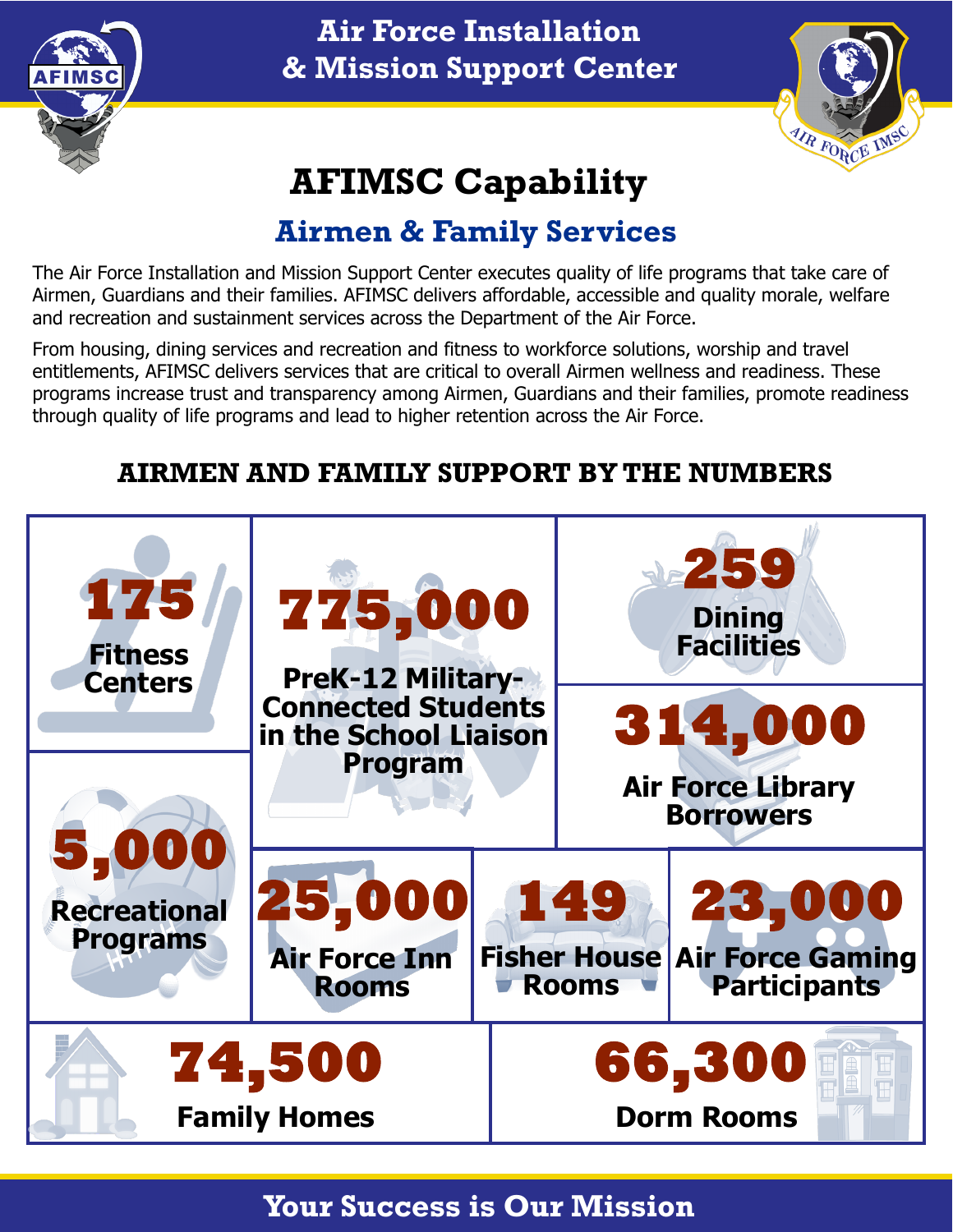# Air Force Installation & Mission Support Center

## AFIMSC Capability

### Airmen & Family Services

The Air Force Installation and Mission Support Center executes quality of life programs that take care of Airmen, Guardians and their families. AFIMSC delivers affordable, accessible and quality morale, welfare and recreation and sustainment services across the Department of the Air Force.

From housing, dining services and recreation and fitness to workforce solutions, worship and travel entitlements, AFIMSC delivers services that are critical to overall Airmen wellness and readiness. These programs increase trust and transparency among Airmen, Guardians and their families, promote readiness through quality of life programs and lead to higher retention across the Air Force.

### AIRMEN AND FAMILY SUPPORT BY THE NUMBERS

- **175** Fitness Centers
- **775,000** PreK-12 Military-Connected Students in the School Liaison Program
- **259** Dining Facilities
- **314,000** Air Force Library Borrowers
- **5,000** Recreational Programs
- **25,000** Air Force Inn Rooms
- **149** Fisher House Rooms
- **23,000** Air Force Gaming Participants
- **74,500** Family Homes
- **66,300** Dorm Rooms

**Your Success is Our Mission**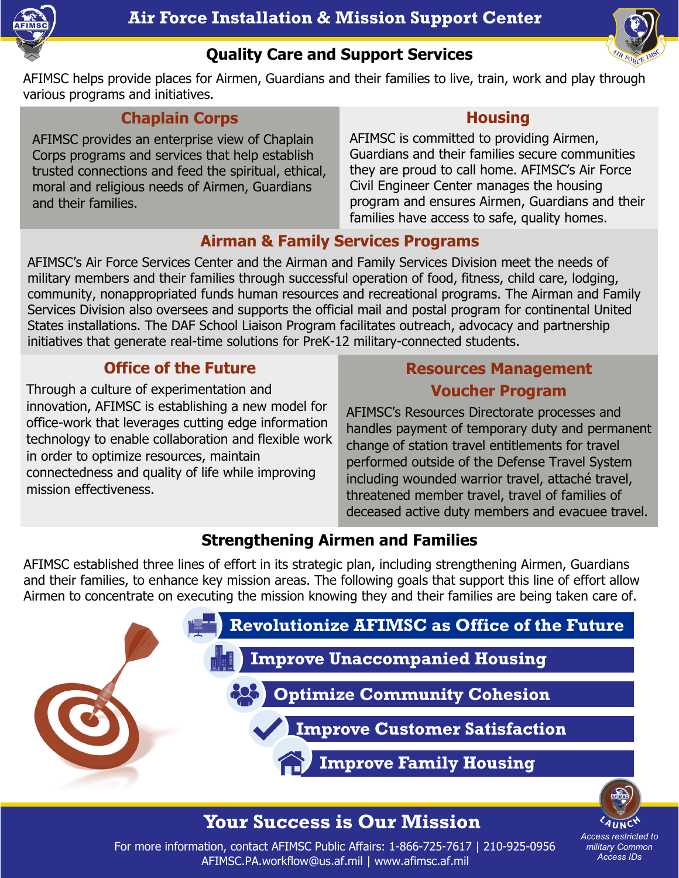# Air Force Installation & Mission Support Center

## Quality Care and Support Services

AFIMSC helps provide places for Airmen, Guardians and their families to live, train, work and play through various programs and initiatives.

### Chaplain Corps

AFIMSC provides an enterprise view of Chaplain Corps programs and services that help establish trusted connections and feed the spiritual, ethical, moral and religious needs of Airmen, Guardians and their families.

### Housing

AFIMSC is committed to providing Airmen, Guardians and their families secure communities they are proud to call home. AFIMSC's Air Force Civil Engineer Center manages the housing program and ensures Airmen, Guardians and their families have access to safe, quality homes.

### Airman & Family Services Programs

AFIMSC's Air Force Services Center and the Airman and Family Services Division meet the needs of military members and their families through successful operation of food, fitness, child care, lodging, community, nonappropriated funds human resources and recreational programs. The Airman and Family Services Division also oversees and supports the official mail and postal program for continental United States installations. The DAF School Liaison Program facilitates outreach, advocacy and partnership initiatives that generate real-time solutions for PreK-12 military-connected students.

### Office of the Future

Through a culture of experimentation and innovation, AFIMSC is establishing a new model for office-work that leverages cutting edge information technology to enable collaboration and flexible work in order to optimize resources, maintain connectedness and quality of life while improving mission effectiveness.

### Resources Management Voucher Program

AFIMSC's Resources Directorate processes and handles payment of temporary duty and permanent change of station travel entitlements for travel performed outside of the Defense Travel System including wounded warrior travel, attaché travel, threatened member travel, travel of families of deceased active duty members and evacuee travel.

## Strengthening Airmen and Families

AFIMSC established three lines of effort in its strategic plan, including strengthening Airmen, Guardians and their families, to enhance key mission areas. The following goals that support this line of effort allow Airmen to concentrate on executing the mission knowing they and their families are being taken care of.

- **Revolutionize AFIMSC as Office of the Future**
- **Improve Unaccompanied Housing**
- **Optimize Community Cohesion**
- **Improve Customer Satisfaction**
- **Improve Family Housing**

## Your Success is Our Mission

For more information, contact AFIMSC Public Affairs: 1-866-725-7617 | 210-925-0956
AFIMSC.PA.workflow@us.af.mil | www.afimsc.af.mil

LAUNCH

*Access restricted to military Common Access IDs*